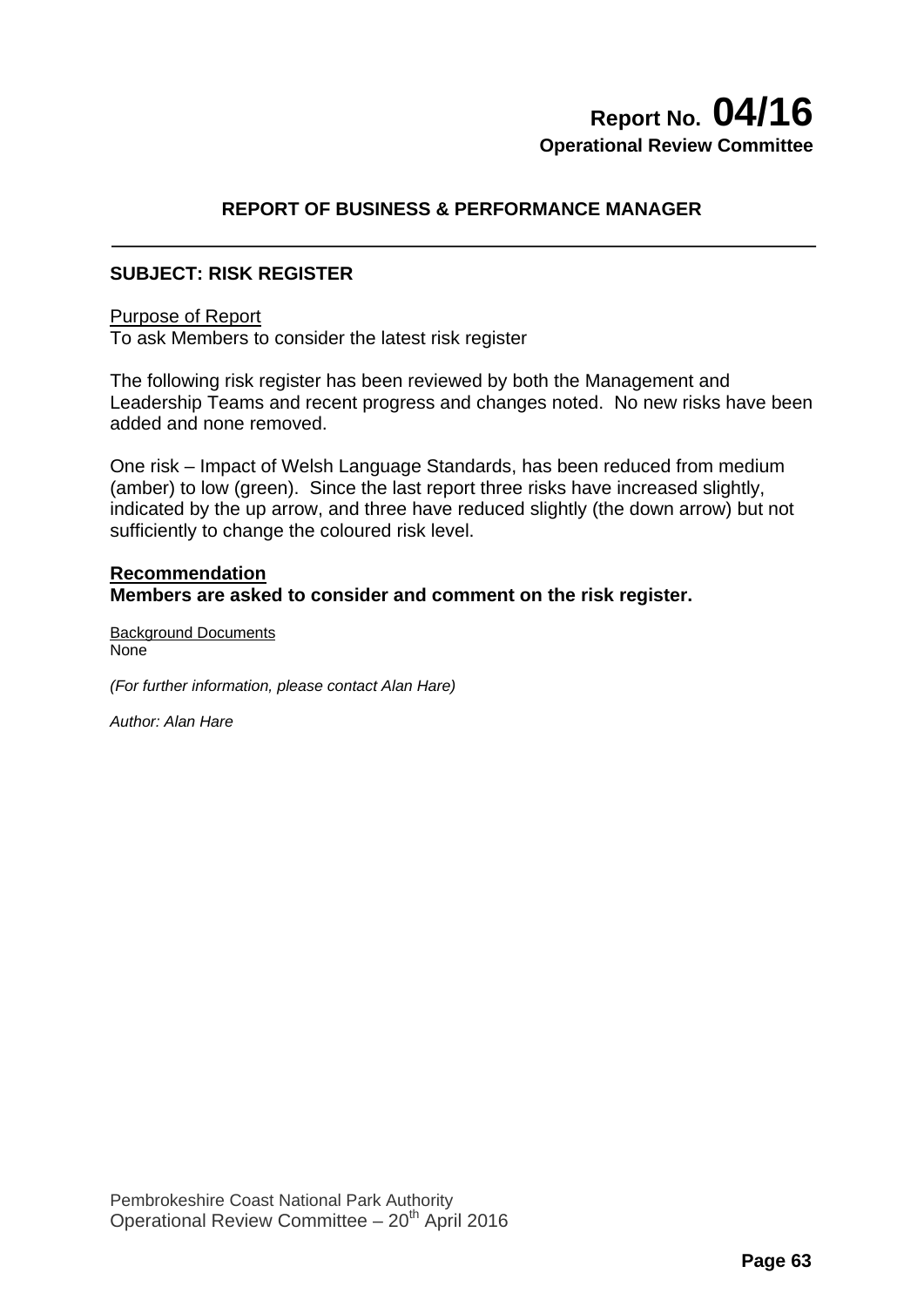# Report No. 04/16

**Operational Review Committee**

## REPORT OF BUSINESS & PERFORMANCE MANAGER

---

### SUBJECT: RISK REGISTER

Purpose of Report

To ask Members to consider the latest risk register

The following risk register has been reviewed by both the Management and Leadership Teams and recent progress and changes noted. No new risks have been added and none removed.

One risk – Impact of Welsh Language Standards, has been reduced from medium (amber) to low (green). Since the last report three risks have increased slightly, indicated by the up arrow, and three have reduced slightly (the down arrow) but not sufficiently to change the coloured risk level.

**Recommendation**

**Members are asked to consider and comment on the risk register.**

Background Documents

None

*(For further information, please contact Alan Hare)*

*Author: Alan Hare*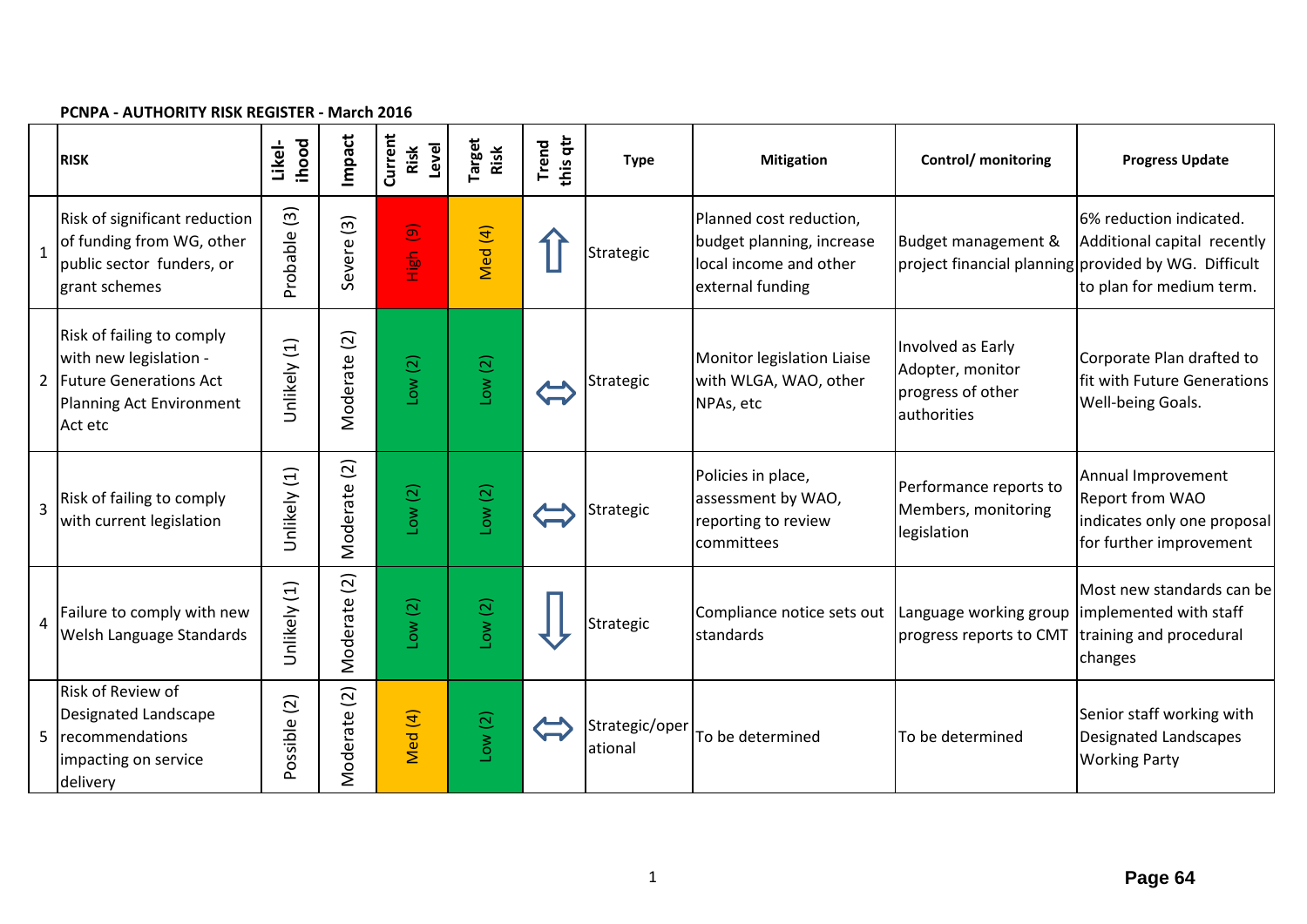**PCNPA - AUTHORITY RISK REGISTER - March 2016**

| | RISK | Likel-ihood | Impact | Current Risk Level | Target Risk | Trend this qtr | Type | Mitigation | Control/ monitoring | Progress Update |
|---|---|---|---|---|---|---|---|---|---|---|
| 1 | Risk of significant reduction of funding from WG, other public sector funders, or grant schemes | Probable (3) | Severe (3) | High (9) | Med (4) | ⇧ | Strategic | Planned cost reduction, budget planning, increase local income and other external funding | Budget management & project financial planning | 6% reduction indicated. Additional capital recently provided by WG. Difficult to plan for medium term. |
| 2 | Risk of failing to comply with new legislation - Future Generations Act Planning Act Environment Act etc | Unlikely (1) | Moderate (2) | Low (2) | Low (2) | ⇔ | Strategic | Monitor legislation Liaise with WLGA, WAO, other NPAs, etc | Involved as Early Adopter, monitor progress of other authorities | Corporate Plan drafted to fit with Future Generations Well-being Goals. |
| 3 | Risk of failing to comply with current legislation | Unlikely (1) | Moderate (2) | Low (2) | Low (2) | ⇔ | Strategic | Policies in place, assessment by WAO, reporting to review committees | Performance reports to Members, monitoring legislation | Annual Improvement Report from WAO indicates only one proposal for further improvement |
| 4 | Failure to comply with new Welsh Language Standards | Unlikely (1) | Moderate (2) | Low (2) | Low (2) | ⇩ | Strategic | Compliance notice sets out standards | Language working group progress reports to CMT | Most new standards can be implemented with staff training and procedural changes |
| 5 | Risk of Review of Designated Landscape recommendations impacting on service delivery | Possible (2) | Moderate (2) | Med (4) | Low (2) | ⇔ | Strategic/operational | To be determined | To be determined | Senior staff working with Designated Landscapes Working Party |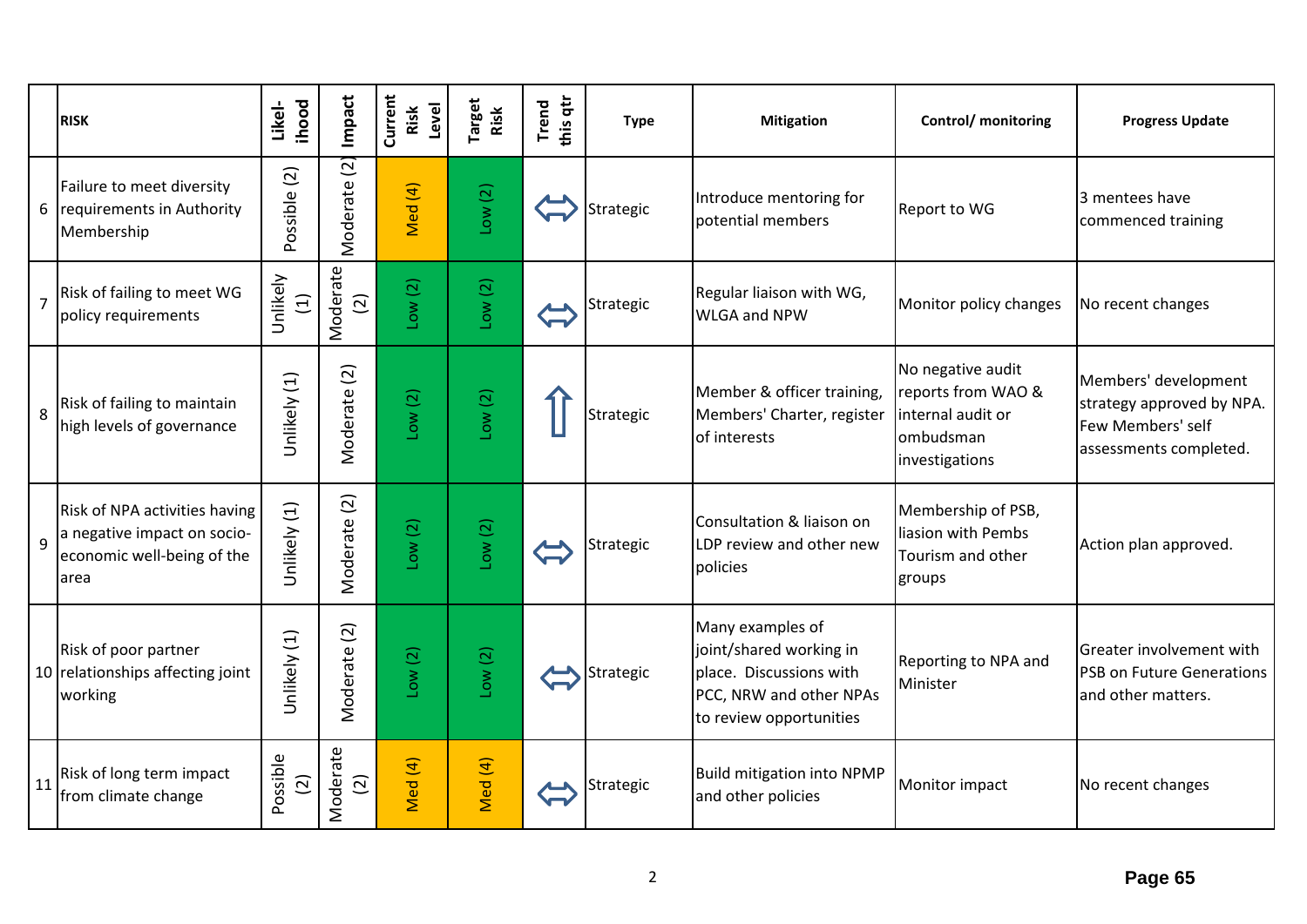| | RISK | Likel-ihood | Impact | Current Risk Level | Target Risk | Trend this qtr | Type | Mitigation | Control/ monitoring | Progress Update |
|---|---|---|---|---|---|---|---|---|---|---|
| 6 | Failure to meet diversity requirements in Authority Membership | Possible (2) | Moderate (2) | Med (4) | Low (2) | ⇔ | Strategic | Introduce mentoring for potential members | Report to WG | 3 mentees have commenced training |
| 7 | Risk of failing to meet WG policy requirements | Unlikely (1) | Moderate (2) | Low (2) | Low (2) | ⇔ | Strategic | Regular liaison with WG, WLGA and NPW | Monitor policy changes | No recent changes |
| 8 | Risk of failing to maintain high levels of governance | Unlikely (1) | Moderate (2) | Low (2) | Low (2) | ⇧ | Strategic | Member & officer training, Members' Charter, register of interests | No negative audit reports from WAO & internal audit or ombudsman investigations | Members' development strategy approved by NPA. Few Members' self assessments completed. |
| 9 | Risk of NPA activities having a negative impact on socio-economic well-being of the area | Unlikely (1) | Moderate (2) | Low (2) | Low (2) | ⇔ | Strategic | Consultation & liaison on LDP review and other new policies | Membership of PSB, liasion with Pembs Tourism and other groups | Action plan approved. |
| 10 | Risk of poor partner relationships affecting joint working | Unlikely (1) | Moderate (2) | Low (2) | Low (2) | ⇔ | Strategic | Many examples of joint/shared working in place. Discussions with PCC, NRW and other NPAs to review opportunities | Reporting to NPA and Minister | Greater involvement with PSB on Future Generations and other matters. |
| 11 | Risk of long term impact from climate change | Possible (2) | Moderate (2) | Med (4) | Med (4) | ⇔ | Strategic | Build mitigation into NPMP and other policies | Monitor impact | No recent changes |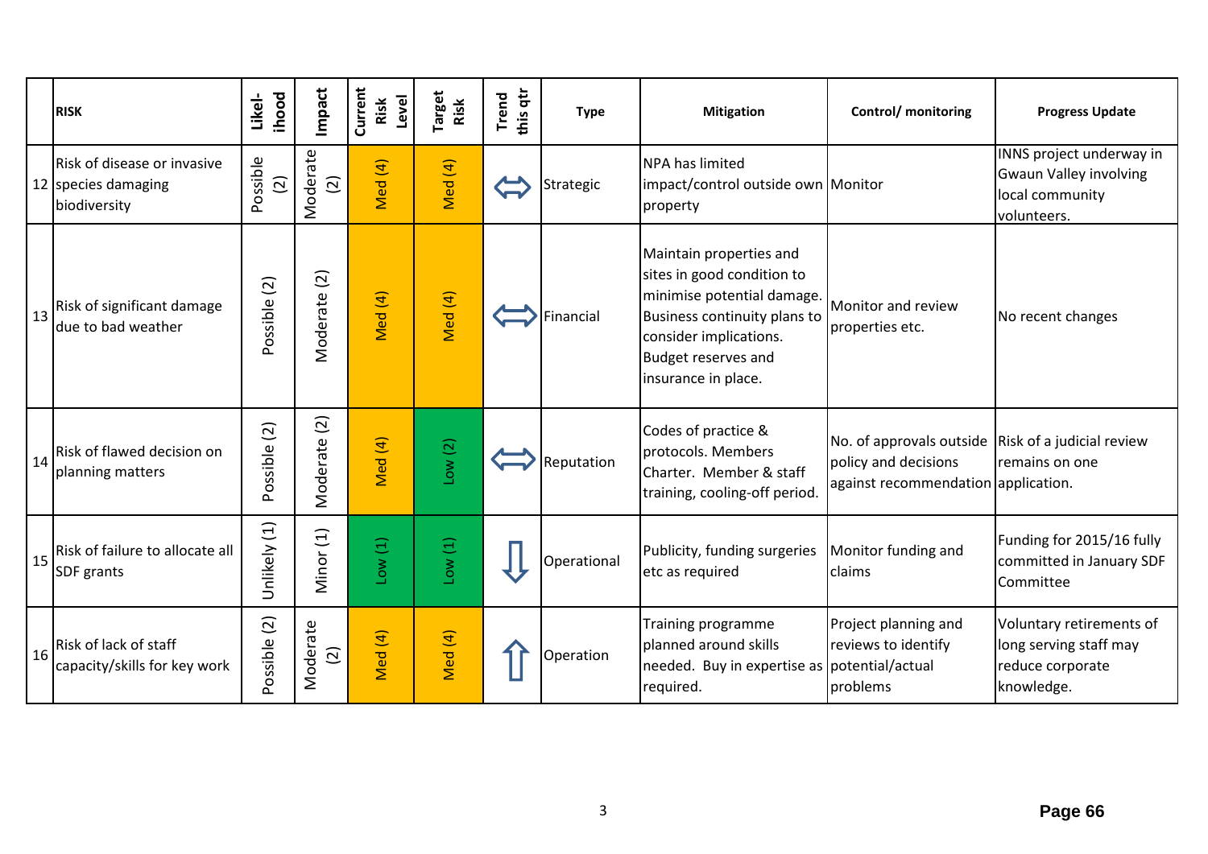| | RISK | Likel-ihood | Impact | Current Risk Level | Target Risk | Trend this qtr | Type | Mitigation | Control/ monitoring | Progress Update |
|---|---|---|---|---|---|---|---|---|---|---|
| 12 | Risk of disease or invasive species damaging biodiversity | Possible (2) | Moderate (2) | Med (4) | Med (4) | ⇔ | Strategic | NPA has limited impact/control outside own property | Monitor | INNS project underway in Gwaun Valley involving local community volunteers. |
| 13 | Risk of significant damage due to bad weather | Possible (2) | Moderate (2) | Med (4) | Med (4) | ⇔ | Financial | Maintain properties and sites in good condition to minimise potential damage. Business continuity plans to consider implications. Budget reserves and insurance in place. | Monitor and review properties etc. | No recent changes |
| 14 | Risk of flawed decision on planning matters | Possible (2) | Moderate (2) | Med (4) | Low (2) | ⇔ | Reputation | Codes of practice & protocols. Members Charter. Member & staff training, cooling-off period. | No. of approvals outside policy and decisions against recommendation | Risk of a judicial review remains on one application. |
| 15 | Risk of failure to allocate all SDF grants | Unlikely (1) | Minor (1) | Low (1) | Low (1) | ⇩ | Operational | Publicity, funding surgeries etc as required | Monitor funding and claims | Funding for 2015/16 fully committed in January SDF Committee |
| 16 | Risk of lack of staff capacity/skills for key work | Possible (2) | Moderate (2) | Med (4) | Med (4) | ⇧ | Operation | Training programme planned around skills needed. Buy in expertise as required. | Project planning and reviews to identify potential/actual problems | Voluntary retirements of long serving staff may reduce corporate knowledge. |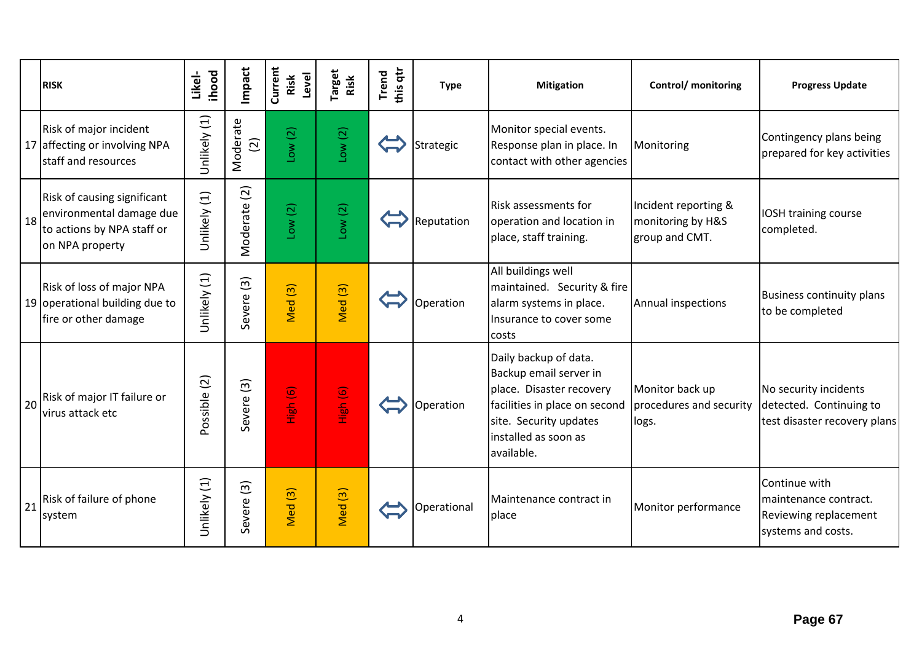| | RISK | Likel-ihood | Impact | Current Risk Level | Target Risk | Trend this qtr | Type | Mitigation | Control/ monitoring | Progress Update |
|---|---|---|---|---|---|---|---|---|---|---|
| 17 | Risk of major incident affecting or involving NPA staff and resources | Unlikely (1) | Moderate (2) | Low (2) | Low (2) | ⇔ | Strategic | Monitor special events. Response plan in place. In contact with other agencies | Monitoring | Contingency plans being prepared for key activities |
| 18 | Risk of causing significant environmental damage due to actions by NPA staff or on NPA property | Unlikely (1) | Moderate (2) | Low (2) | Low (2) | ⇔ | Reputation | Risk assessments for operation and location in place, staff training. | Incident reporting & monitoring by H&S group and CMT. | IOSH training course completed. |
| 19 | Risk of loss of major NPA operational building due to fire or other damage | Unlikely (1) | Severe (3) | Med (3) | Med (3) | ⇔ | Operation | All buildings well maintained. Security & fire alarm systems in place. Insurance to cover some costs | Annual inspections | Business continuity plans to be completed |
| 20 | Risk of major IT failure or virus attack etc | Possible (2) | Severe (3) | High (6) | High (6) | ⇔ | Operation | Daily backup of data. Backup email server in place. Disaster recovery facilities in place on second site. Security updates installed as soon as available. | Monitor back up procedures and security logs. | No security incidents detected. Continuing to test disaster recovery plans |
| 21 | Risk of failure of phone system | Unlikely (1) | Severe (3) | Med (3) | Med (3) | ⇔ | Operational | Maintenance contract in place | Monitor performance | Continue with maintenance contract. Reviewing replacement systems and costs. |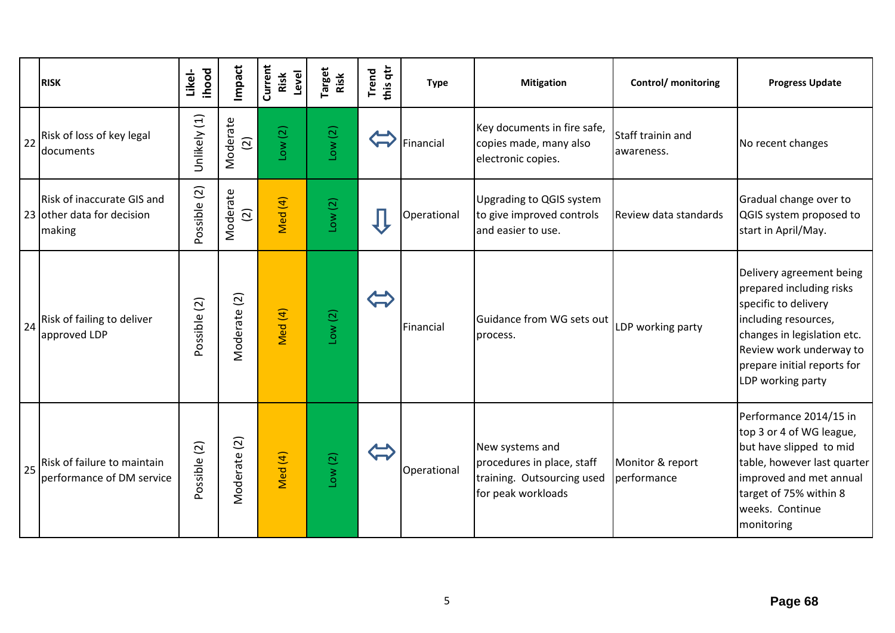| | RISK | Likel-ihood | Impact | Current Risk Level | Target Risk | Trend this qtr | Type | Mitigation | Control/ monitoring | Progress Update |
|---|---|---|---|---|---|---|---|---|---|---|
| 22 | Risk of loss of key legal documents | Unlikely (1) | Moderate (2) | Low (2) | Low (2) | ⇔ | Financial | Key documents in fire safe, copies made, many also electronic copies. | Staff trainin and awareness. | No recent changes |
| 23 | Risk of inaccurate GIS and other data for decision making | Possible (2) | Moderate (2) | Med (4) | Low (2) | ⇩ | Operational | Upgrading to QGIS system to give improved controls and easier to use. | Review data standards | Gradual change over to QGIS system proposed to start in April/May. |
| 24 | Risk of failing to deliver approved LDP | Possible (2) | Moderate (2) | Med (4) | Low (2) | ⇔ | Financial | Guidance from WG sets out process. | LDP working party | Delivery agreement being prepared including risks specific to delivery including resources, changes in legislation etc. Review work underway to prepare initial reports for LDP working party |
| 25 | Risk of failure to maintain performance of DM service | Possible (2) | Moderate (2) | Med (4) | Low (2) | ⇔ | Operational | New systems and procedures in place, staff training. Outsourcing used for peak workloads | Monitor & report performance | Performance 2014/15 in top 3 or 4 of WG league, but have slipped to mid table, however last quarter improved and met annual target of 75% within 8 weeks. Continue monitoring |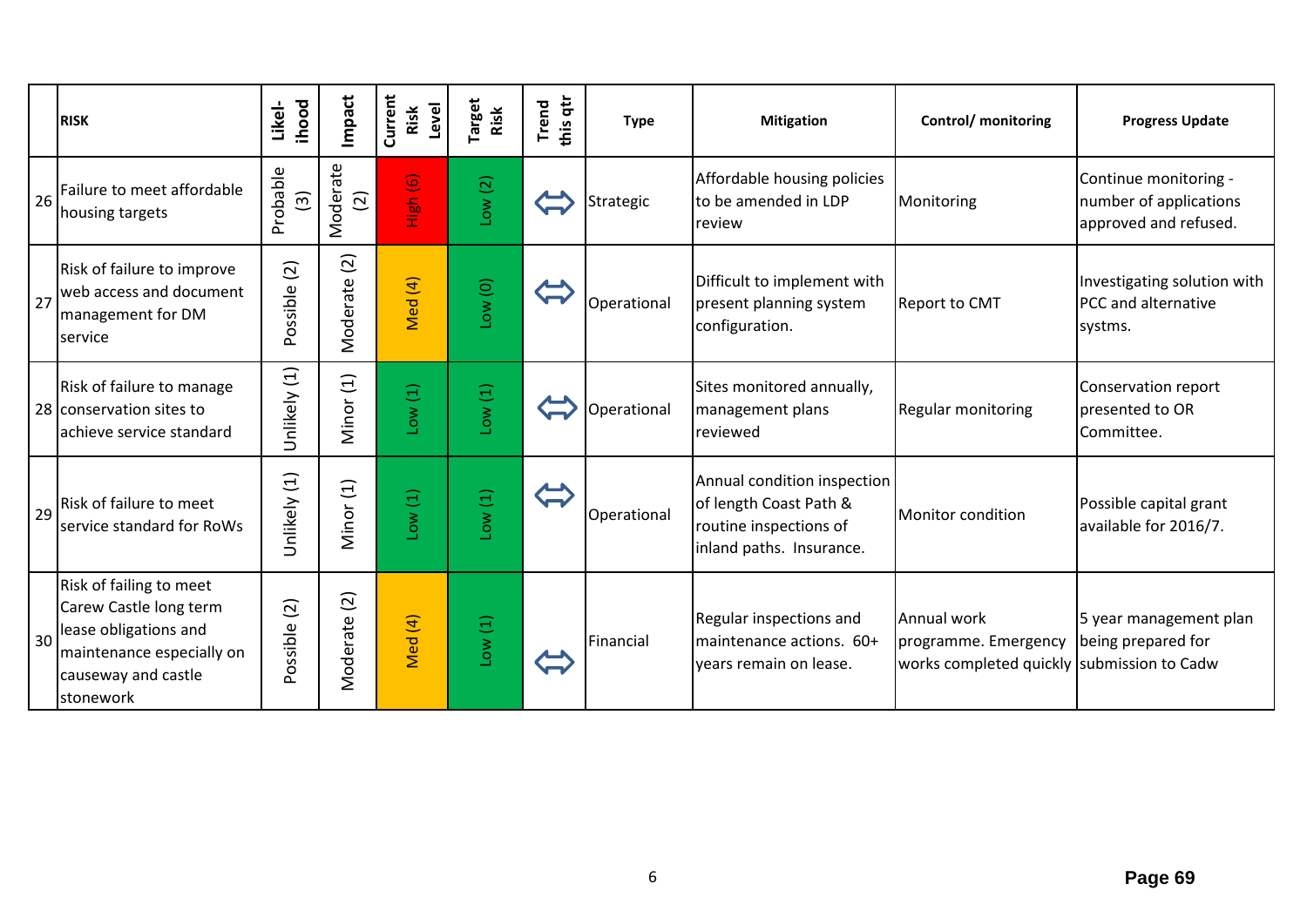| | RISK | Likel-ihood | Impact | Current Risk Level | Target Risk | Trend this qtr | Type | Mitigation | Control/ monitoring | Progress Update |
|---|---|---|---|---|---|---|---|---|---|---|
| 26 | Failure to meet affordable housing targets | Probable (3) | Moderate (2) | High (6) | Low (2) | ⇔ | Strategic | Affordable housing policies to be amended in LDP review | Monitoring | Continue monitoring - number of applications approved and refused. |
| 27 | Risk of failure to improve web access and document management for DM service | Possible (2) | Moderate (2) | Med (4) | Low (0) | ⇔ | Operational | Difficult to implement with present planning system configuration. | Report to CMT | Investigating solution with PCC and alternative systms. |
| 28 | Risk of failure to manage conservation sites to achieve service standard | Unlikely (1) | Minor (1) | Low (1) | Low (1) | ⇔ | Operational | Sites monitored annually, management plans reviewed | Regular monitoring | Conservation report presented to OR Committee. |
| 29 | Risk of failure to meet service standard for RoWs | Unlikely (1) | Minor (1) | Low (1) | Low (1) | ⇔ | Operational | Annual condition inspection of length Coast Path & routine inspections of inland paths. Insurance. | Monitor condition | Possible capital grant available for 2016/7. |
| 30 | Risk of failing to meet Carew Castle long term lease obligations and maintenance especially on causeway and castle stonework | Possible (2) | Moderate (2) | Med (4) | Low (1) | ⇔ | Financial | Regular inspections and maintenance actions. 60+ years remain on lease. | Annual work programme. Emergency works completed quickly | 5 year management plan being prepared for submission to Cadw |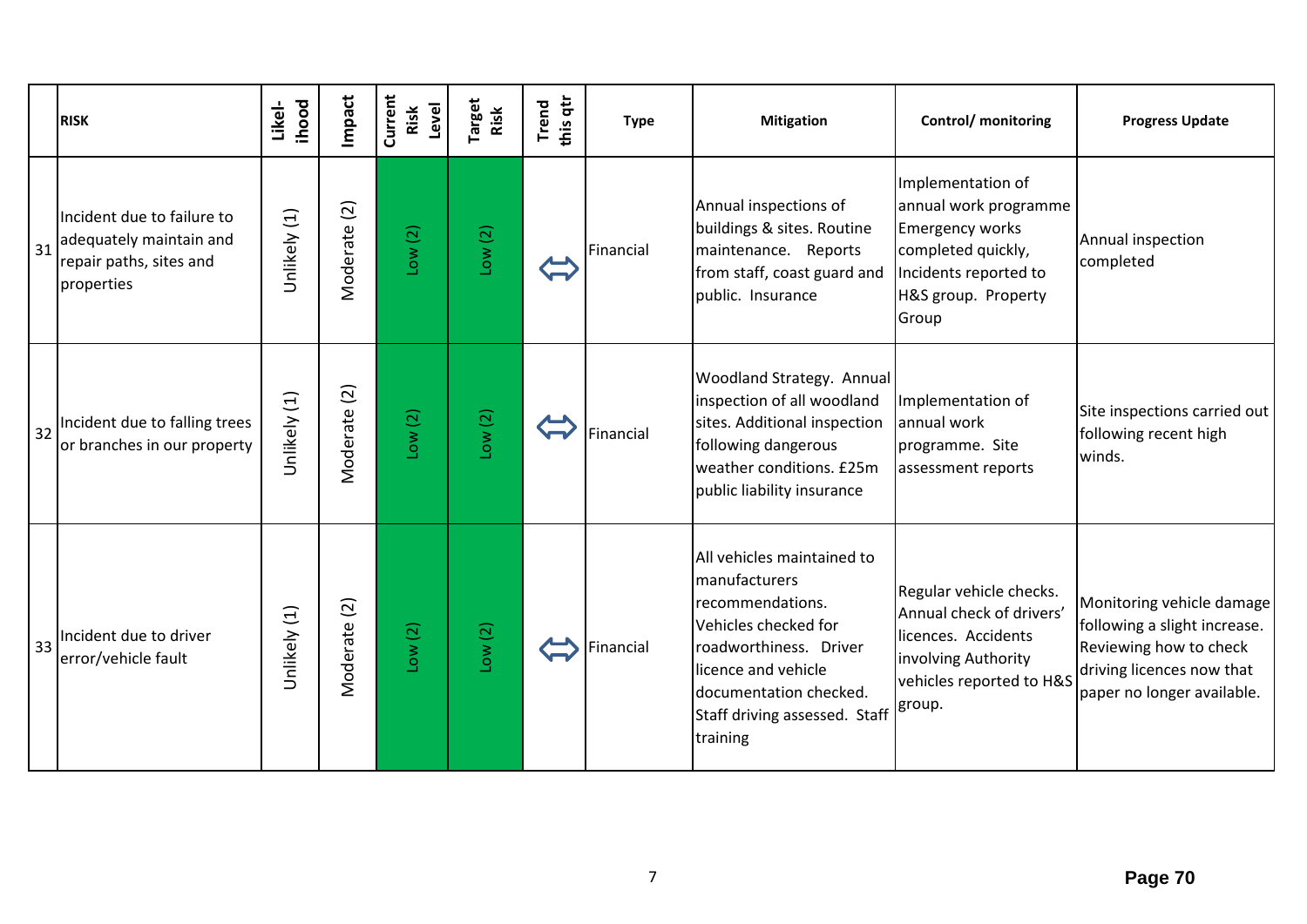|  | RISK | Likel-ihood | Impact | Current Risk Level | Target Risk | Trend this qtr | Type | Mitigation | Control/ monitoring | Progress Update |
|---|---|---|---|---|---|---|---|---|---|---|
| 31 | Incident due to failure to adequately maintain and repair paths, sites and properties | Unlikely (1) | Moderate (2) | Low (2) | Low (2) | ⇔ | Financial | Annual inspections of buildings & sites. Routine maintenance. Reports from staff, coast guard and public. Insurance | Implementation of annual work programme Emergency works completed quickly, Incidents reported to H&S group. Property Group | Annual inspection completed |
| 32 | Incident due to falling trees or branches in our property | Unlikely (1) | Moderate (2) | Low (2) | Low (2) | ⇔ | Financial | Woodland Strategy. Annual inspection of all woodland sites. Additional inspection following dangerous weather conditions. £25m public liability insurance | Implementation of annual work programme. Site assessment reports | Site inspections carried out following recent high winds. |
| 33 | Incident due to driver error/vehicle fault | Unlikely (1) | Moderate (2) | Low (2) | Low (2) | ⇔ | Financial | All vehicles maintained to manufacturers recommendations. Vehicles checked for roadworthiness. Driver licence and vehicle documentation checked. Staff driving assessed. Staff training | Regular vehicle checks. Annual check of drivers' licences. Accidents involving Authority vehicles reported to H&S group. | Monitoring vehicle damage following a slight increase. Reviewing how to check driving licences now that paper no longer available. |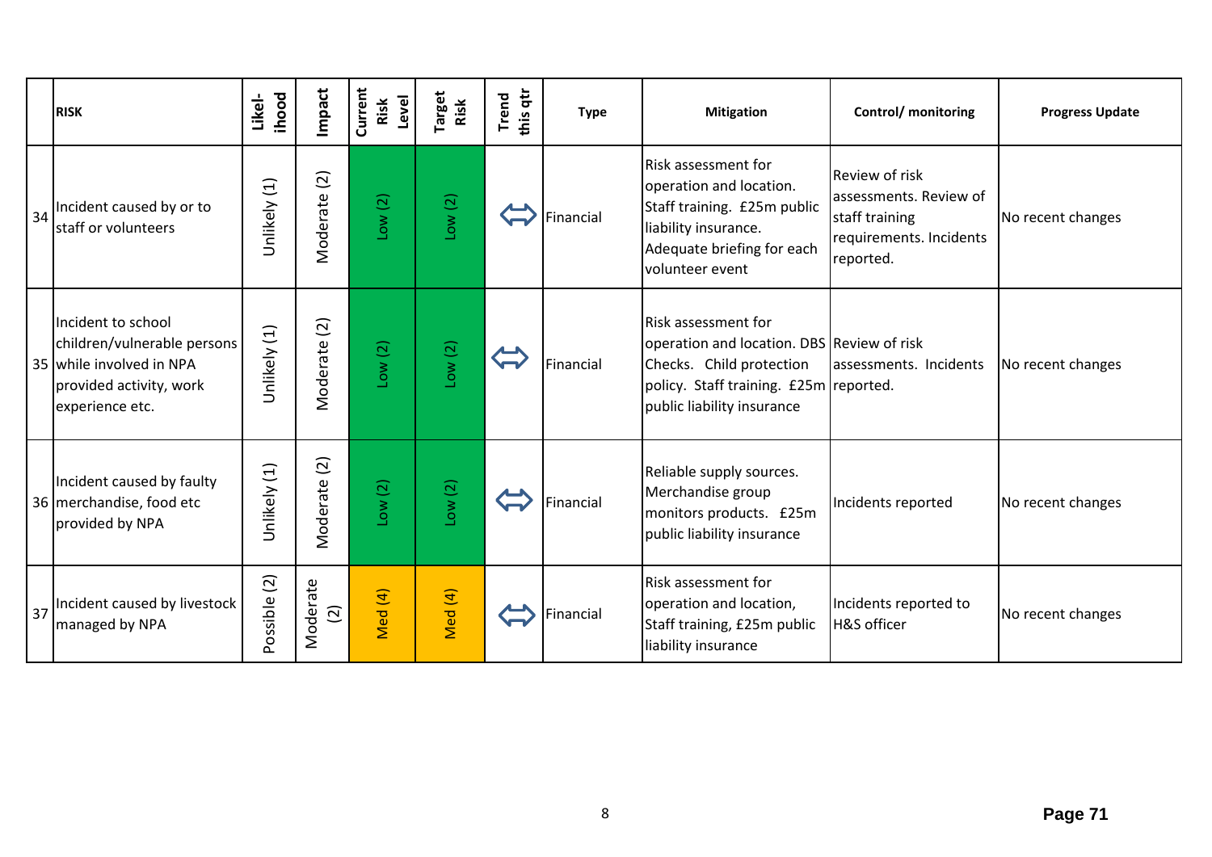| | RISK | Likel-ihood | Impact | Current Risk Level | Target Risk | Trend this qtr | Type | Mitigation | Control/ monitoring | Progress Update |
|---|---|---|---|---|---|---|---|---|---|---|
| 34 | Incident caused by or to staff or volunteers | Unlikely (1) | Moderate (2) | Low (2) | Low (2) | ⇔ | Financial | Risk assessment for operation and location. Staff training. £25m public liability insurance. Adequate briefing for each volunteer event | Review of risk assessments. Review of staff training requirements. Incidents reported. | No recent changes |
| 35 | Incident to school children/vulnerable persons while involved in NPA provided activity, work experience etc. | Unlikely (1) | Moderate (2) | Low (2) | Low (2) | ⇔ | Financial | Risk assessment for operation and location. DBS Checks. Child protection policy. Staff training. £25m public liability insurance | Review of risk assessments. Incidents reported. | No recent changes |
| 36 | Incident caused by faulty merchandise, food etc provided by NPA | Unlikely (1) | Moderate (2) | Low (2) | Low (2) | ⇔ | Financial | Reliable supply sources. Merchandise group monitors products. £25m public liability insurance | Incidents reported | No recent changes |
| 37 | Incident caused by livestock managed by NPA | Possible (2) | Moderate (2) | Med (4) | Med (4) | ⇔ | Financial | Risk assessment for operation and location, Staff training, £25m public liability insurance | Incidents reported to H&S officer | No recent changes |